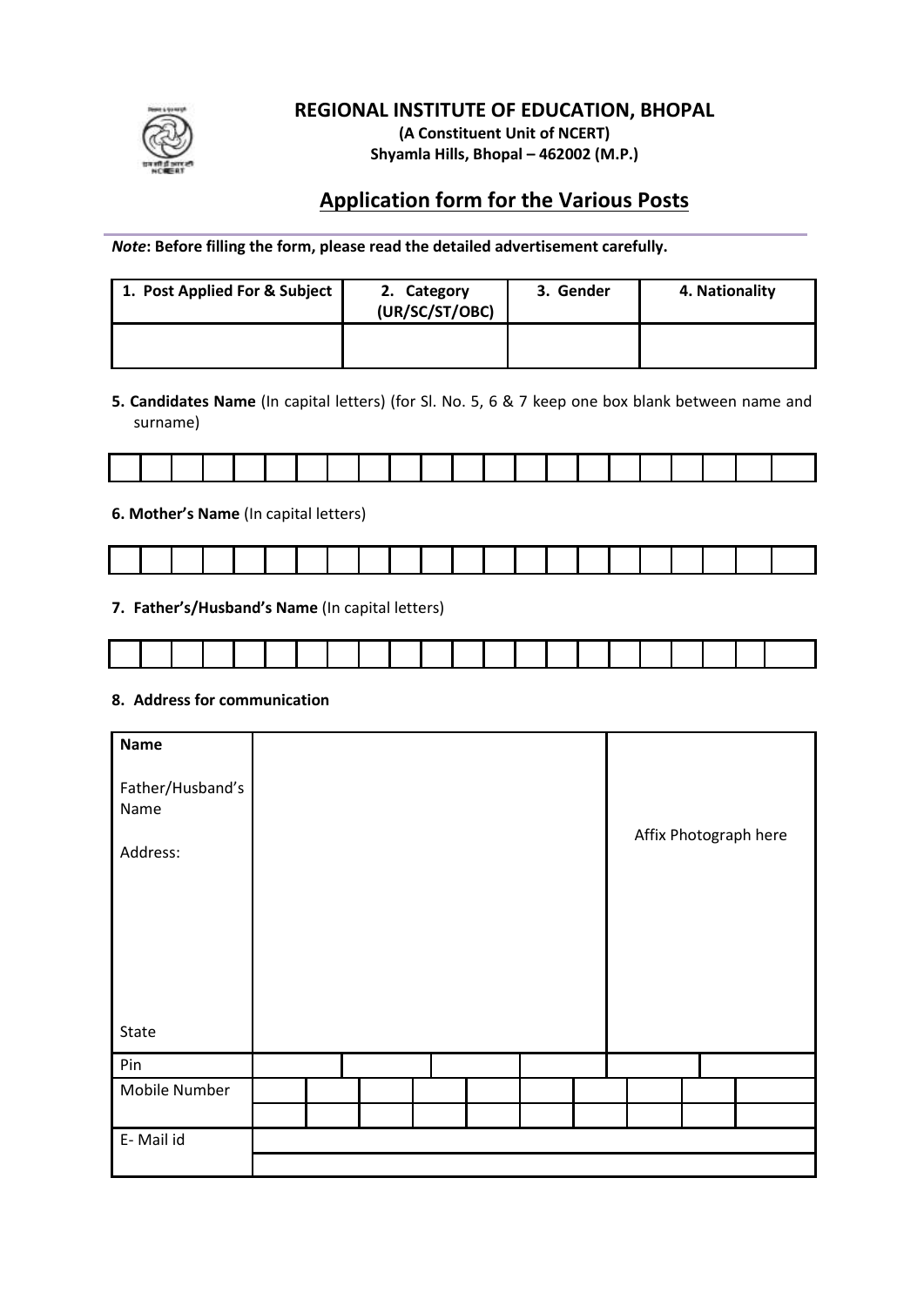# REGIONAL INSTITUTE OF EDUCATION, BHOPAL

**(A Constituent Unit of NCERT)**
**Shyamla Hills, Bhopal – 462002 (M.P.)**

## Application form for the Various Posts

***Note*: Before filling the form, please read the detailed advertisement carefully.**

| 1. Post Applied For & Subject | 2. Category (UR/SC/ST/OBC) | 3. Gender | 4. Nationality |
|---|---|---|---|
| | | | |

**5. Candidates Name** (In capital letters) (for Sl. No. 5, 6 & 7 keep one box blank between name and surname)

| | | | | | | | | | | | | | | | | | | | | | |
|---|---|---|---|---|---|---|---|---|---|---|---|---|---|---|---|---|---|---|---|---|---|

**6. Mother's Name** (In capital letters)

| | | | | | | | | | | | | | | | | | | | | | |
|---|---|---|---|---|---|---|---|---|---|---|---|---|---|---|---|---|---|---|---|---|---|

**7. Father's/Husband's Name** (In capital letters)

| | | | | | | | | | | | | | | | | | | | | | |
|---|---|---|---|---|---|---|---|---|---|---|---|---|---|---|---|---|---|---|---|---|---|

**8. Address for communication**

| | | |
|---|---|---|
| **Name**<br><br>Father/Husband's Name<br><br>Address:<br><br><br><br>State | | Affix Photograph here |
| Pin | | |
| Mobile Number | | |
| E- Mail id | | |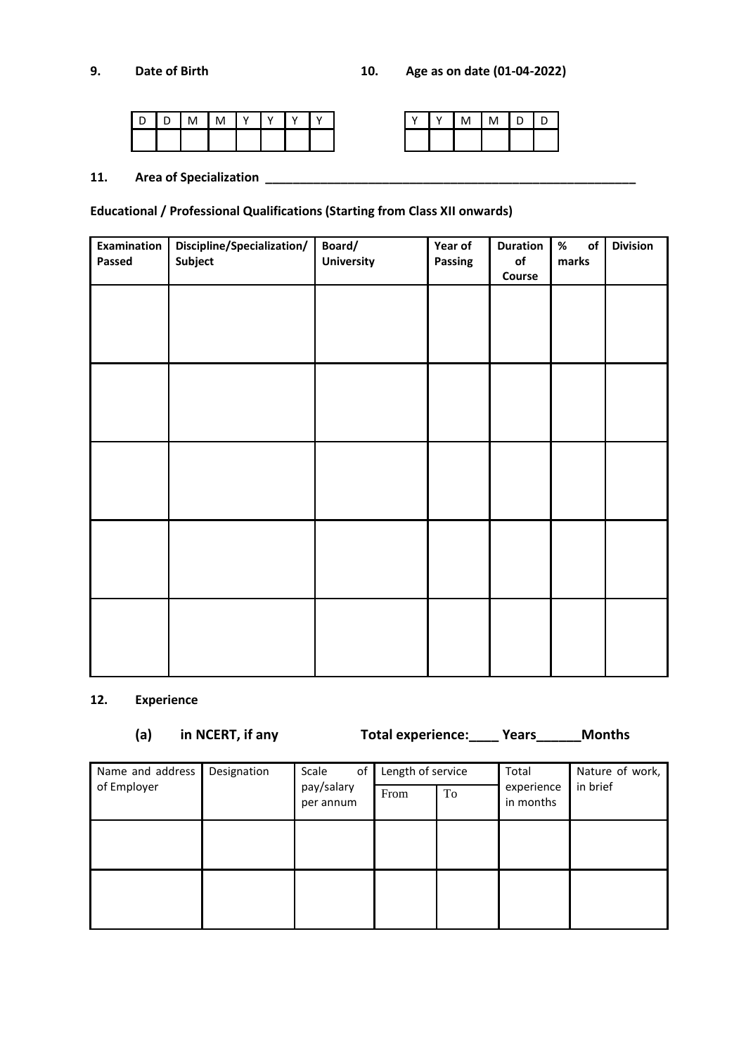**9. Date of Birth** **10. Age as on date (01-04-2022)**

| D | D | M | M | Y | Y | Y | Y |
|---|---|---|---|---|---|---|---|
| | | | | | | | |

| Y | Y | M | M | D | D |
|---|---|---|---|---|---|
| | | | | | |

**11. Area of Specialization** ______________________________________________________

**Educational / Professional Qualifications (Starting from Class XII onwards)**

| Examination Passed | Discipline/Specialization/ Subject | Board/ University | Year of Passing | Duration of Course | % of marks | Division |
|---|---|---|---|---|---|---|
| | | | | | | |
| | | | | | | |
| | | | | | | |
| | | | | | | |
| | | | | | | |

**12. Experience**

**(a) in NCERT, if any** **Total experience:____ Years______Months**

| Name and address of Employer | Designation | Scale of pay/salary per annum | Length of service | | Total experience in months | Nature of work, in brief |
|---|---|---|---|---|---|---|
| | | | From | To | | |
| | | | | | | |
| | | | | | | |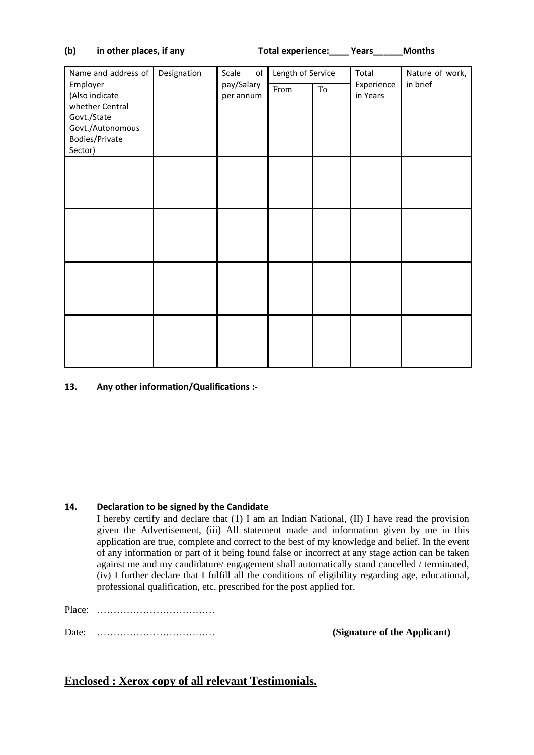**(b) in other places, if any** **Total experience:____ Years______Months**

| Name and address of Employer (Also indicate whether Central Govt./State Govt./Autonomous Bodies/Private Sector) | Designation | Scale of pay/Salary per annum | Length of Service | | Total Experience in Years | Nature of work, in brief |
|---|---|---|---|---|---|---|
| | | | From | To | | |
| | | | | | | |
| | | | | | | |
| | | | | | | |
| | | | | | | |

**13. Any other information/Qualifications :-**

**14. Declaration to be signed by the Candidate**

I hereby certify and declare that (1) I am an Indian National, (II) I have read the provision given the Advertisement, (iii) All statement made and information given by me in this application are true, complete and correct to the best of my knowledge and belief. In the event of any information or part of it being found false or incorrect at any stage action can be taken against me and my candidature/ engagement shall automatically stand cancelled / terminated, (iv) I further declare that I fulfill all the conditions of eligibility regarding age, educational, professional qualification, etc. prescribed for the post applied for.

Place: ………………………………

Date: ……………………………… **(Signature of the Applicant)**

**<u>Enclosed : Xerox copy of all relevant Testimonials.</u>**